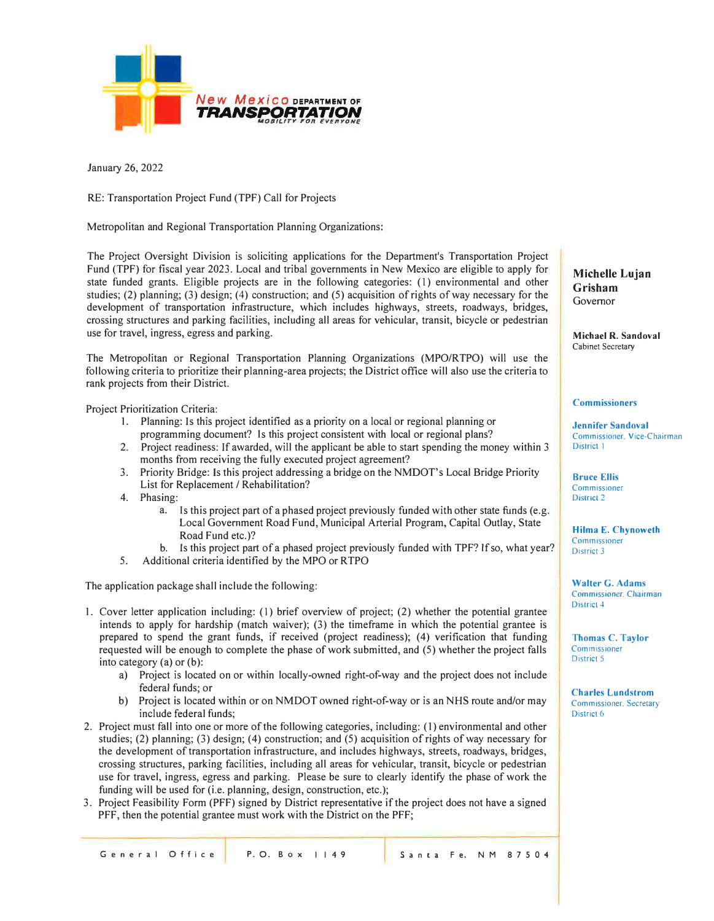New Mexico DEPARTMENT OF **TRANSPORTATION**
*MOBILITY FOR EVERYONE*

**Michelle Lujan Grisham**
Governor

**Michael R. Sandoval**
Cabinet Secretary

**Commissioners**

**Jennifer Sandoval**
Commissioner, Vice-Chairman
District 1

**Bruce Ellis**
Commissioner
District 2

**Hilma E. Chynoweth**
Commissioner
District 3

**Walter G. Adams**
Commissioner, Chairman
District 4

**Thomas C. Taylor**
Commissioner
District 5

**Charles Lundstrom**
Commissioner, Secretary
District 6

January 26, 2022

RE: Transportation Project Fund (TPF) Call for Projects

Metropolitan and Regional Transportation Planning Organizations:

The Project Oversight Division is soliciting applications for the Department's Transportation Project Fund (TPF) for fiscal year 2023. Local and tribal governments in New Mexico are eligible to apply for state funded grants. Eligible projects are in the following categories: (1) environmental and other studies; (2) planning; (3) design; (4) construction; and (5) acquisition of rights of way necessary for the development of transportation infrastructure, which includes highways, streets, roadways, bridges, crossing structures and parking facilities, including all areas for vehicular, transit, bicycle or pedestrian use for travel, ingress, egress and parking.

The Metropolitan or Regional Transportation Planning Organizations (MPO/RTPO) will use the following criteria to prioritize their planning-area projects; the District office will also use the criteria to rank projects from their District.

Project Prioritization Criteria:

1. Planning: Is this project identified as a priority on a local or regional planning or programming document? Is this project consistent with local or regional plans?
2. Project readiness: If awarded, will the applicant be able to start spending the money within 3 months from receiving the fully executed project agreement?
3. Priority Bridge: Is this project addressing a bridge on the NMDOT's Local Bridge Priority List for Replacement / Rehabilitation?
4. Phasing:
   a. Is this project part of a phased project previously funded with other state funds (e.g. Local Government Road Fund, Municipal Arterial Program, Capital Outlay, State Road Fund etc.)?
   b. Is this project part of a phased project previously funded with TPF? If so, what year?
5. Additional criteria identified by the MPO or RTPO

The application package shall include the following:

1. Cover letter application including: (1) brief overview of project; (2) whether the potential grantee intends to apply for hardship (match waiver); (3) the timeframe in which the potential grantee is prepared to spend the grant funds, if received (project readiness); (4) verification that funding requested will be enough to complete the phase of work submitted, and (5) whether the project falls into category (a) or (b):
   a) Project is located on or within locally-owned right-of-way and the project does not include federal funds; or
   b) Project is located within or on NMDOT owned right-of-way or is an NHS route and/or may include federal funds;
2. Project must fall into one or more of the following categories, including: (1) environmental and other studies; (2) planning; (3) design; (4) construction; and (5) acquisition of rights of way necessary for the development of transportation infrastructure, and includes highways, streets, roadways, bridges, crossing structures, parking facilities, including all areas for vehicular, transit, bicycle or pedestrian use for travel, ingress, egress and parking. Please be sure to clearly identify the phase of work the funding will be used for (i.e. planning, design, construction, etc.);
3. Project Feasibility Form (PFF) signed by District representative if the project does not have a signed PFF, then the potential grantee must work with the District on the PFF;

General Office | P. O. Box 1149 | Santa Fe, NM 87504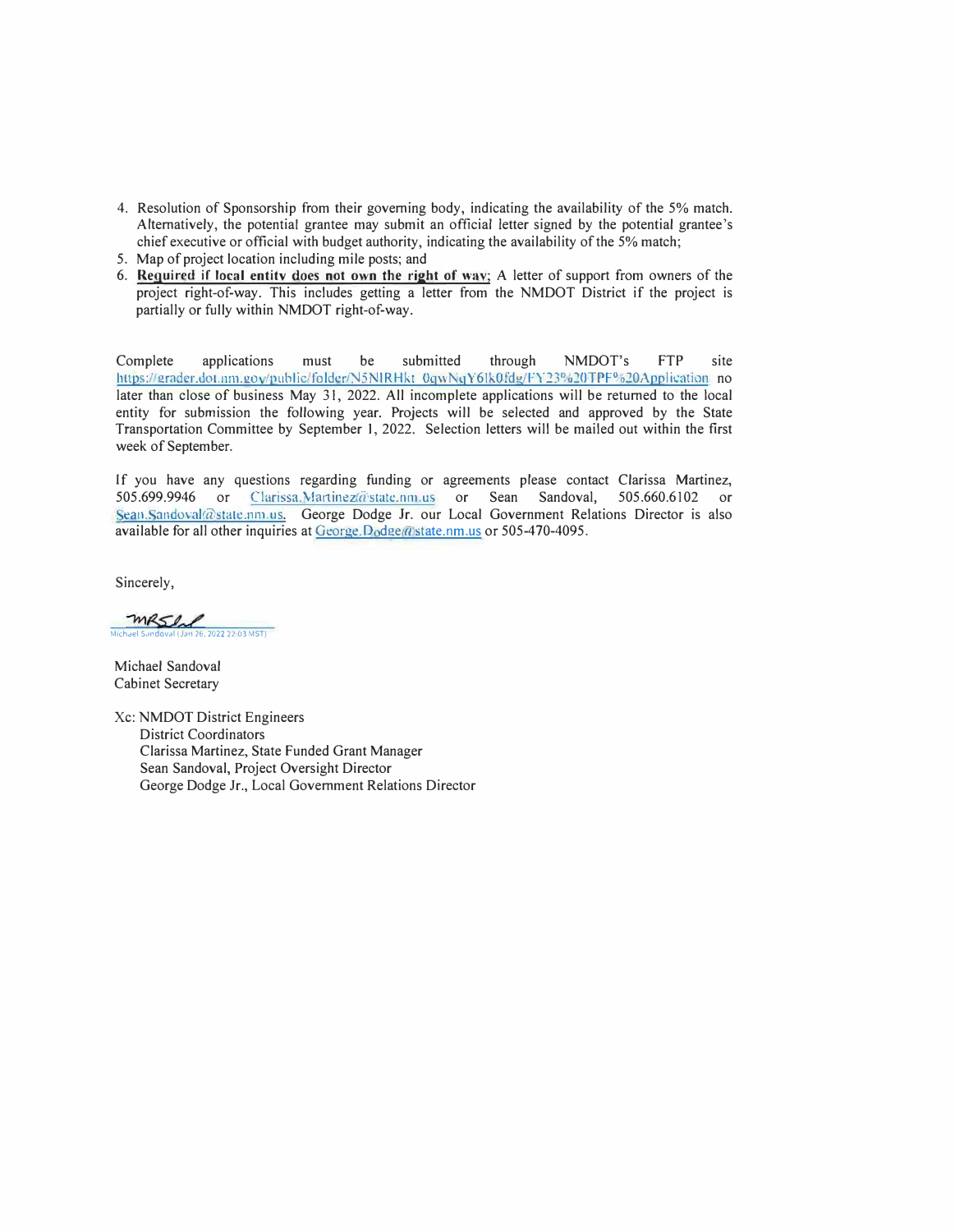4. Resolution of Sponsorship from their governing body, indicating the availability of the 5% match. Alternatively, the potential grantee may submit an official letter signed by the potential grantee's chief executive or official with budget authority, indicating the availability of the 5% match;
5. Map of project location including mile posts; and
6. **Required if local entity does not own the right of way;** A letter of support from owners of the project right-of-way. This includes getting a letter from the NMDOT District if the project is partially or fully within NMDOT right-of-way.

Complete applications must be submitted through NMDOT's FTP site https://grader.dot.nm.gov/public/folder/N5NIRHkt_0qwNqY6lk0fdg/FY23%20TPF%20Application no later than close of business May 31, 2022. All incomplete applications will be returned to the local entity for submission the following year. Projects will be selected and approved by the State Transportation Committee by September 1, 2022. Selection letters will be mailed out within the first week of September.

If you have any questions regarding funding or agreements please contact Clarissa Martinez, 505.699.9946 or Clarissa.Martinez@state.nm.us or Sean Sandoval, 505.660.6102 or Sean.Sandoval@state.nm.us. George Dodge Jr. our Local Government Relations Director is also available for all other inquiries at George.Dodge@state.nm.us or 505-470-4095.

Sincerely,

Michael Sandoval (Jan 26, 2022 22:03 MST)

Michael Sandoval
Cabinet Secretary

Xc: NMDOT District Engineers
District Coordinators
Clarissa Martinez, State Funded Grant Manager
Sean Sandoval, Project Oversight Director
George Dodge Jr., Local Government Relations Director